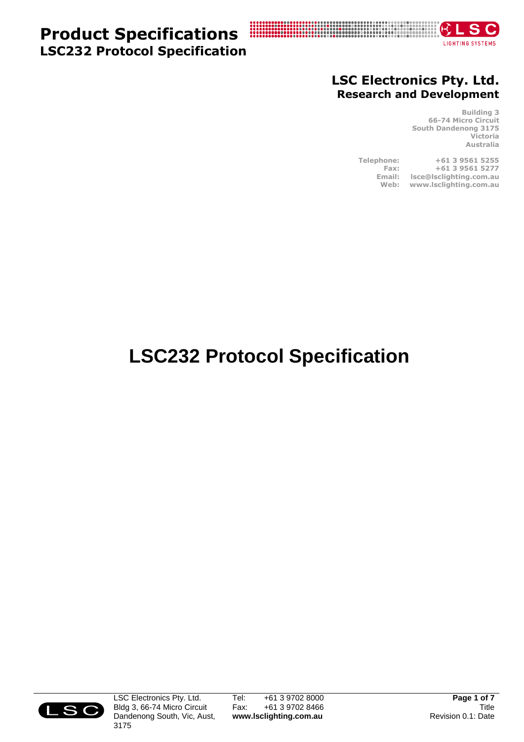# Product Specifications

## LSC232 Protocol Specification

**LSC Electronics Pty. Ltd.**
**Research and Development**

Building 3
66-74 Micro Circuit
South Dandenong 3175
Victoria
Australia

| | |
|---|---|
| **Telephone:** | +61 3 9561 5255 |
| **Fax:** | +61 3 9561 5277 |
| **Email:** | lsce@lsclighting.com.au |
| **Web:** | www.lsclighting.com.au |

# LSC232 Protocol Specification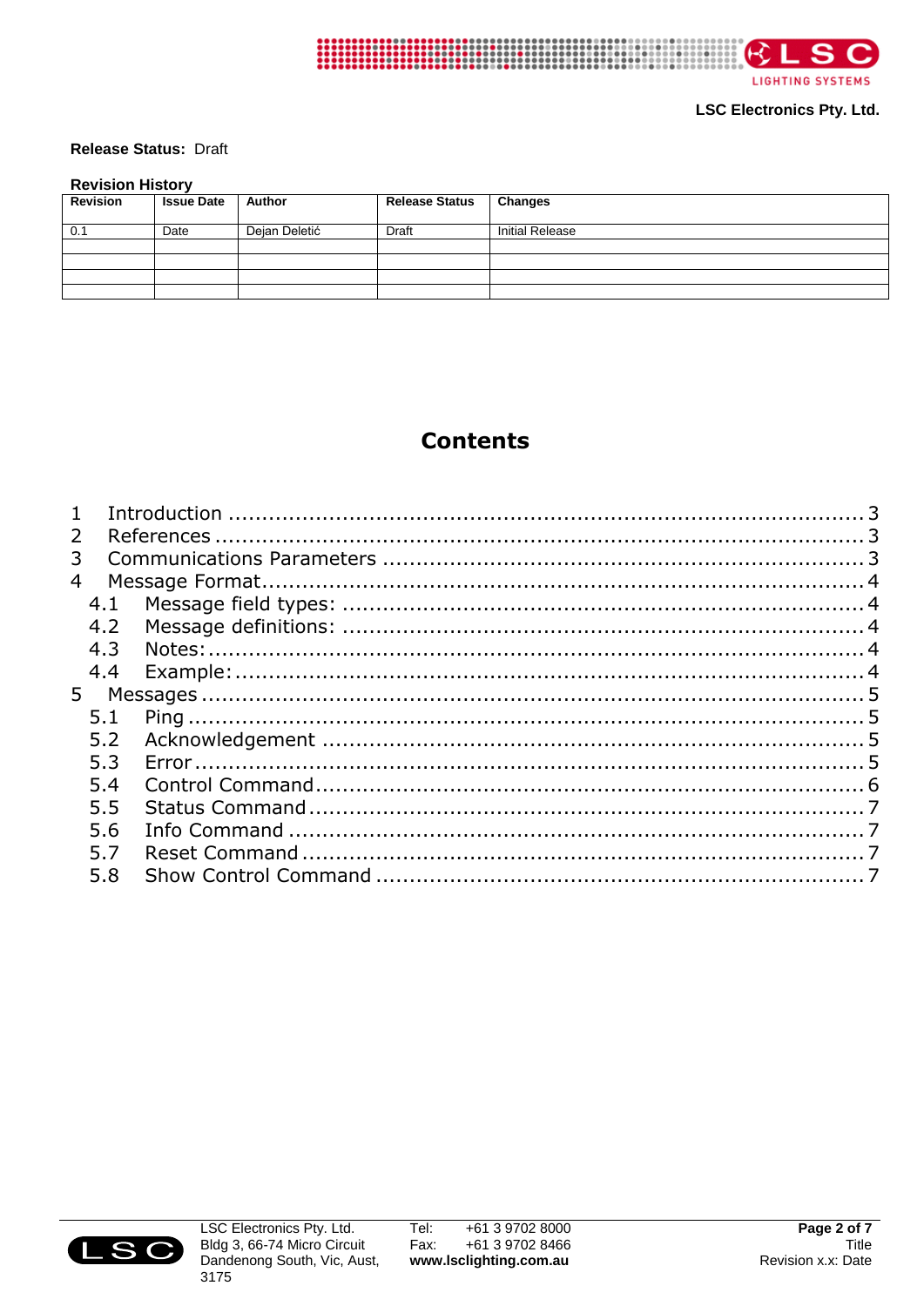**Release Status:** Draft

**Revision History**

| Revision | Issue Date | Author | Release Status | Changes |
|---|---|---|---|---|
| 0.1 | Date | Dejan Deletić | Draft | Initial Release |
| | | | | |
| | | | | |
| | | | | |
| | | | | |

# Contents

1 Introduction .......... 3
2 References .......... 3
3 Communications Parameters .......... 3
4 Message Format .......... 4
  4.1 Message field types: .......... 4
  4.2 Message definitions: .......... 4
  4.3 Notes: .......... 4
  4.4 Example: .......... 4
5 Messages .......... 5
  5.1 Ping .......... 5
  5.2 Acknowledgement .......... 5
  5.3 Error .......... 5
  5.4 Control Command .......... 6
  5.5 Status Command .......... 7
  5.6 Info Command .......... 7
  5.7 Reset Command .......... 7
  5.8 Show Control Command .......... 7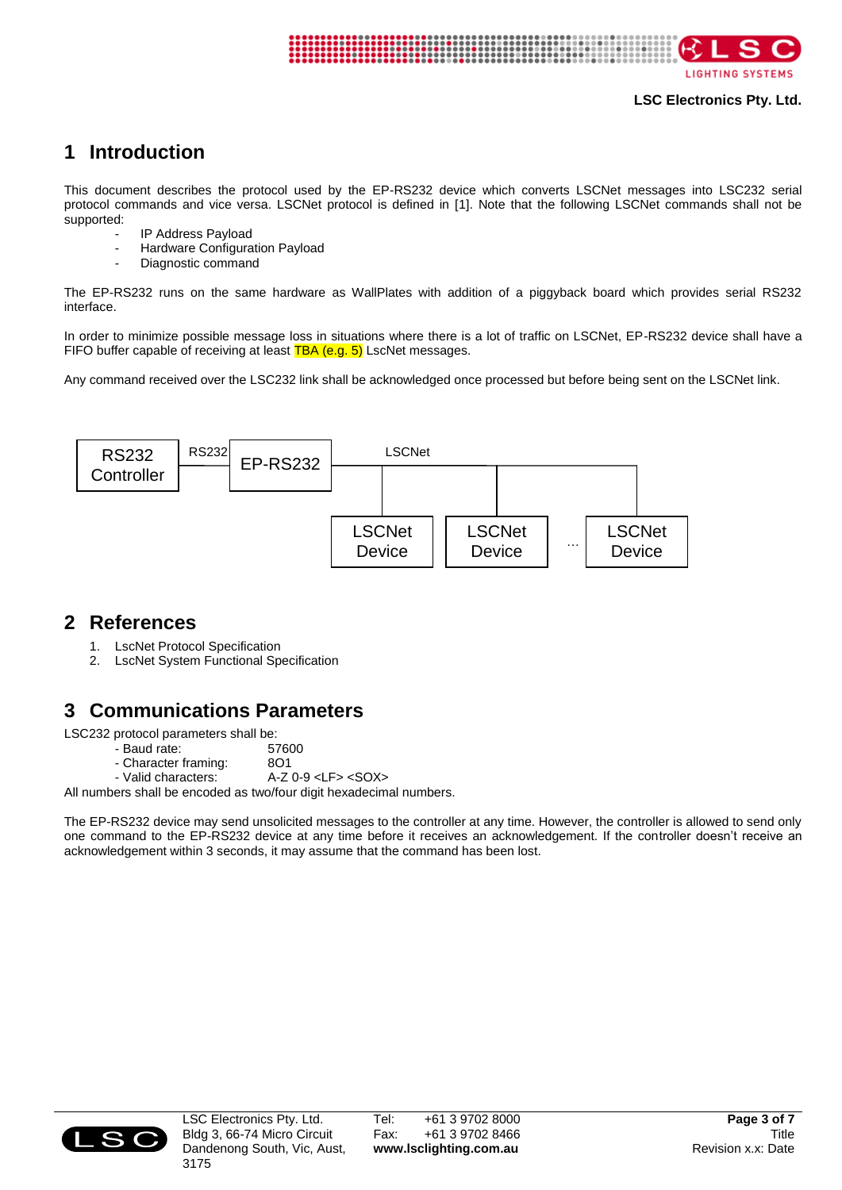# 1 Introduction

This document describes the protocol used by the EP-RS232 device which converts LSCNet messages into LSC232 serial protocol commands and vice versa. LSCNet protocol is defined in [1]. Note that the following LSCNet commands shall not be supported:

- IP Address Payload
- Hardware Configuration Payload
- Diagnostic command

The EP-RS232 runs on the same hardware as WallPlates with addition of a piggyback board which provides serial RS232 interface.

In order to minimize possible message loss in situations where there is a lot of traffic on LSCNet, EP-RS232 device shall have a FIFO buffer capable of receiving at least TBA (e.g. 5) LscNet messages.

Any command received over the LSC232 link shall be acknowledged once processed but before being sent on the LSCNet link.

```
RS232 Controller --RS232-- EP-RS232 --LSCNet-- LSCNet Device, LSCNet Device, ... LSCNet Device
```

# 2 References

1. LscNet Protocol Specification
2. LscNet System Functional Specification

# 3 Communications Parameters

LSC232 protocol parameters shall be:

- Baud rate: 57600
- Character framing: 8O1
- Valid characters: A-Z 0-9 <LF> <SOX>

All numbers shall be encoded as two/four digit hexadecimal numbers.

The EP-RS232 device may send unsolicited messages to the controller at any time. However, the controller is allowed to send only one command to the EP-RS232 device at any time before it receives an acknowledgement. If the controller doesn't receive an acknowledgement within 3 seconds, it may assume that the command has been lost.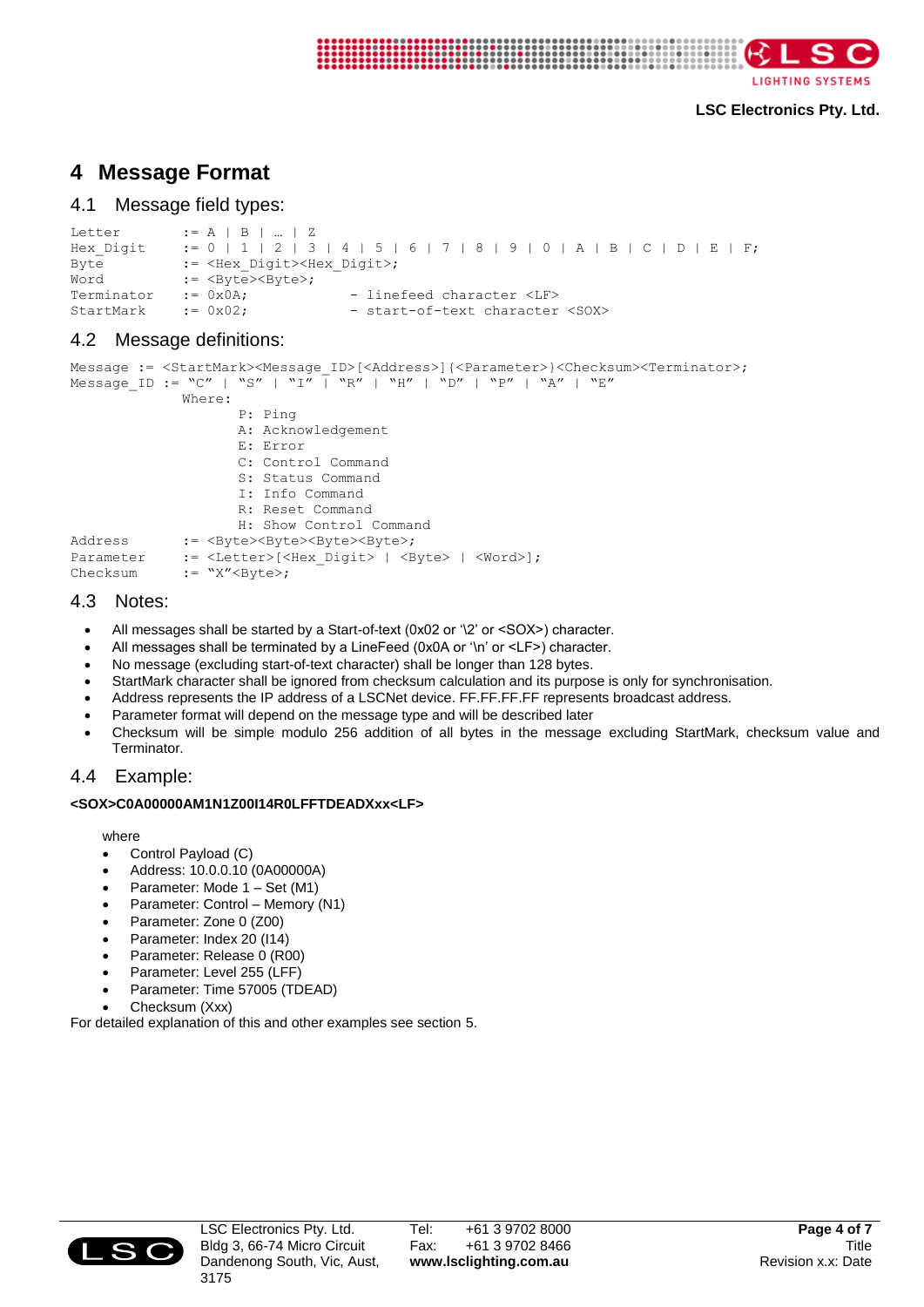# 4 Message Format

## 4.1 Message field types:

```
Letter        := A | B | … | Z
Hex_Digit     := 0 | 1 | 2 | 3 | 4 | 5 | 6 | 7 | 8 | 9 | 0 | A | B | C | D | E | F;
Byte          := <Hex_Digit><Hex_Digit>;
Word          := <Byte><Byte>;
Terminator    := 0x0A;             - linefeed character <LF>
StartMark     := 0x02;             - start-of-text character <SOX>
```

## 4.2 Message definitions:

```
Message := <StartMark><Message_ID>[<Address>]{<Parameter>}<Checksum><Terminator>;
Message_ID := "C" | "S" | "I" | "R" | "H" | "D" | "P" | "A" | "E"
                Where:
                        P: Ping
                        A: Acknowledgement
                        E: Error
                        C: Control Command
                        S: Status Command
                        I: Info Command
                        R: Reset Command
                        H: Show Control Command
Address       := <Byte><Byte><Byte><Byte>;
Parameter     := <Letter>[<Hex_Digit> | <Byte> | <Word>];
Checksum      := "X"<Byte>;
```

## 4.3 Notes:

- All messages shall be started by a Start-of-text (0x02 or '\2' or <SOX>) character.
- All messages shall be terminated by a LineFeed (0x0A or '\n' or <LF>) character.
- No message (excluding start-of-text character) shall be longer than 128 bytes.
- StartMark character shall be ignored from checksum calculation and its purpose is only for synchronisation.
- Address represents the IP address of a LSCNet device. FF.FF.FF.FF represents broadcast address.
- Parameter format will depend on the message type and will be described later
- Checksum will be simple modulo 256 addition of all bytes in the message excluding StartMark, checksum value and Terminator.

## 4.4 Example:

**<SOX>C0A00000AM1N1Z00I14R0LFFTDEADXxx<LF>**

where

- Control Payload (C)
- Address: 10.0.0.10 (0A00000A)
- Parameter: Mode 1 – Set (M1)
- Parameter: Control – Memory (N1)
- Parameter: Zone 0 (Z00)
- Parameter: Index 20 (I14)
- Parameter: Release 0 (R00)
- Parameter: Level 255 (LFF)
- Parameter: Time 57005 (TDEAD)
- Checksum (Xxx)

For detailed explanation of this and other examples see section 5.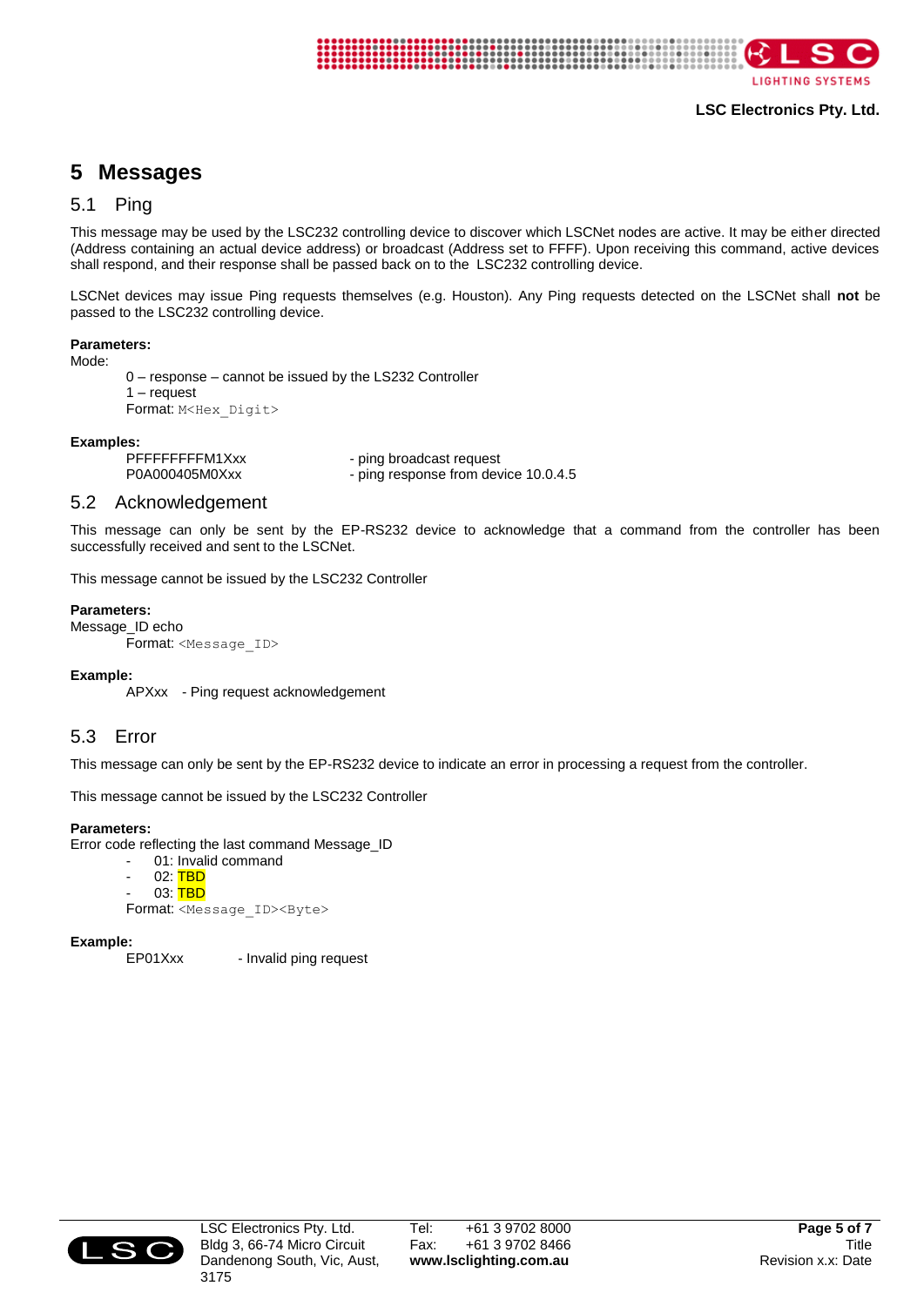# 5 Messages

## 5.1 Ping

This message may be used by the LSC232 controlling device to discover which LSCNet nodes are active. It may be either directed (Address containing an actual device address) or broadcast (Address set to FFFF). Upon receiving this command, active devices shall respond, and their response shall be passed back on to the LSC232 controlling device.

LSCNet devices may issue Ping requests themselves (e.g. Houston). Any Ping requests detected on the LSCNet shall **not** be passed to the LSC232 controlling device.

**Parameters:**

Mode:

0 – response – cannot be issued by the LS232 Controller
1 – request
Format: `M<Hex_Digit>`

**Examples:**

| | |
|---|---|
| PFFFFFFFFM1Xxx | - ping broadcast request |
| P0A000405M0Xxx | - ping response from device 10.0.4.5 |

## 5.2 Acknowledgement

This message can only be sent by the EP-RS232 device to acknowledge that a command from the controller has been successfully received and sent to the LSCNet.

This message cannot be issued by the LSC232 Controller

**Parameters:**

Message_ID echo

Format: `<Message_ID>`

**Example:**

APXxx - Ping request acknowledgement

## 5.3 Error

This message can only be sent by the EP-RS232 device to indicate an error in processing a request from the controller.

This message cannot be issued by the LSC232 Controller

**Parameters:**

Error code reflecting the last command Message_ID

- 01: Invalid command
- 02: TBD
- 03: TBD

Format: `<Message_ID><Byte>`

**Example:**

EP01Xxx - Invalid ping request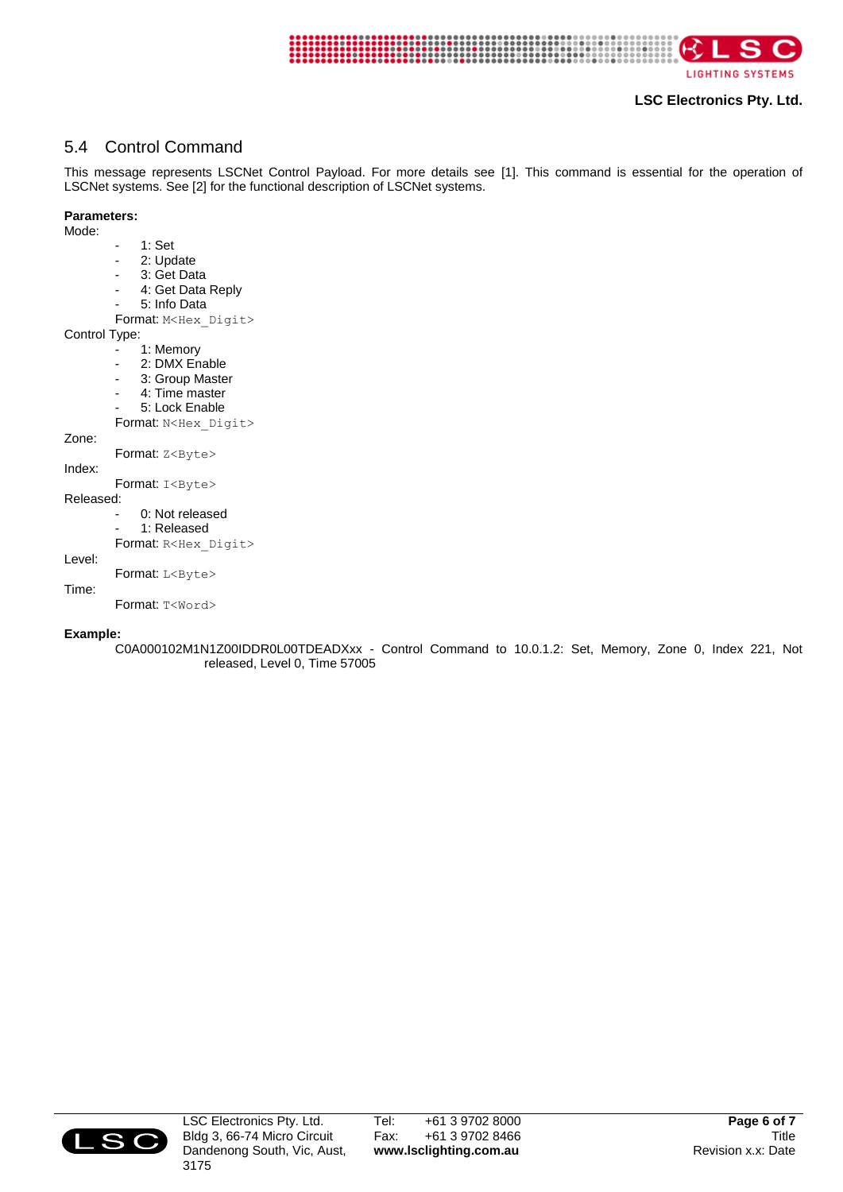## 5.4 Control Command

This message represents LSCNet Control Payload. For more details see [1]. This command is essential for the operation of LSCNet systems. See [2] for the functional description of LSCNet systems.

**Parameters:**

Mode:

- 1: Set
- 2: Update
- 3: Get Data
- 4: Get Data Reply
- 5: Info Data

Format: `M<Hex_Digit>`

Control Type:

- 1: Memory
- 2: DMX Enable
- 3: Group Master
- 4: Time master
- 5: Lock Enable

Format: `N<Hex_Digit>`

Zone:

Format: `Z<Byte>`

Index:

Format: `I<Byte>`

Released:

- 0: Not released
- 1: Released

Format: `R<Hex_Digit>`

Level:

Format: `L<Byte>`

Time:

Format: `T<Word>`

**Example:**

C0A000102M1N1Z00IDDR0L00TDEADXxx - Control Command to 10.0.1.2: Set, Memory, Zone 0, Index 221, Not released, Level 0, Time 57005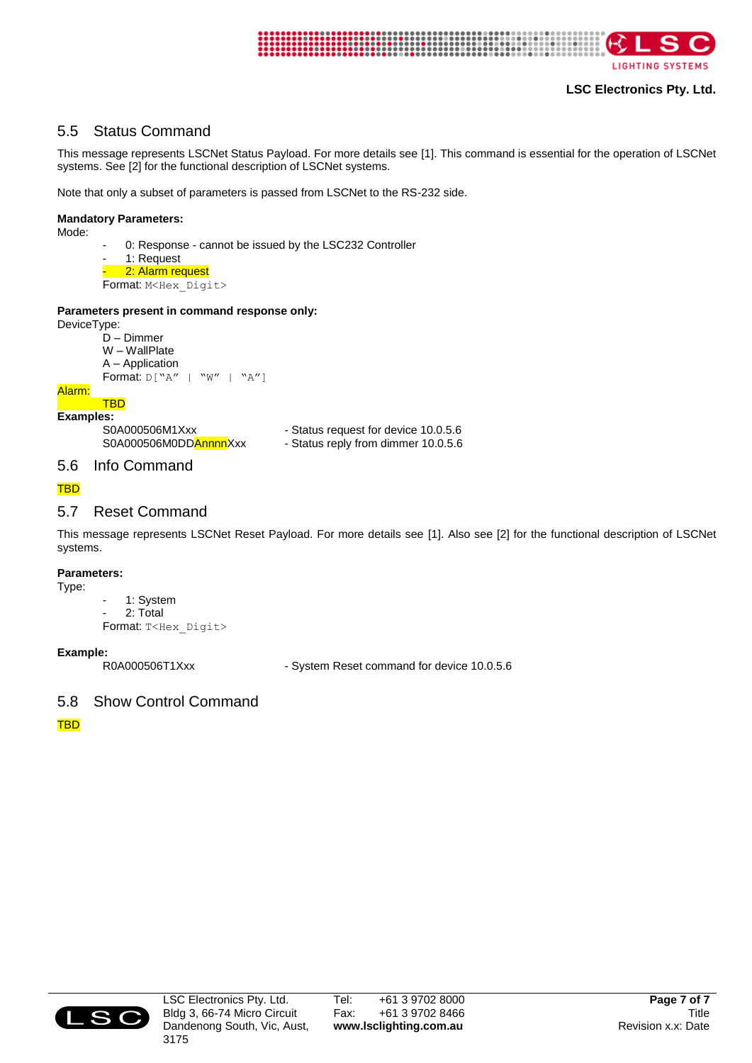## 5.5 Status Command

This message represents LSCNet Status Payload. For more details see [1]. This command is essential for the operation of LSCNet systems. See [2] for the functional description of LSCNet systems.

Note that only a subset of parameters is passed from LSCNet to the RS-232 side.

**Mandatory Parameters:**

Mode:

- 0: Response - cannot be issued by the LSC232 Controller
- 1: Request
- 2: Alarm request

Format: `M<Hex_Digit>`

**Parameters present in command response only:**

DeviceType:

D – Dimmer
W – WallPlate
A – Application
Format: `D["A" | "W" | "A"]`

Alarm:

TBD

**Examples:**

| | |
|---|---|
| S0A000506M1Xxx | - Status request for device 10.0.5.6 |
| S0A000506M0DDAnnnnXxx | - Status reply from dimmer 10.0.5.6 |

## 5.6 Info Command

TBD

## 5.7 Reset Command

This message represents LSCNet Reset Payload. For more details see [1]. Also see [2] for the functional description of LSCNet systems.

**Parameters:**

Type:

- 1: System
- 2: Total

Format: `T<Hex_Digit>`

**Example:**

| | |
|---|---|
| R0A000506T1Xxx | - System Reset command for device 10.0.5.6 |

## 5.8 Show Control Command

TBD